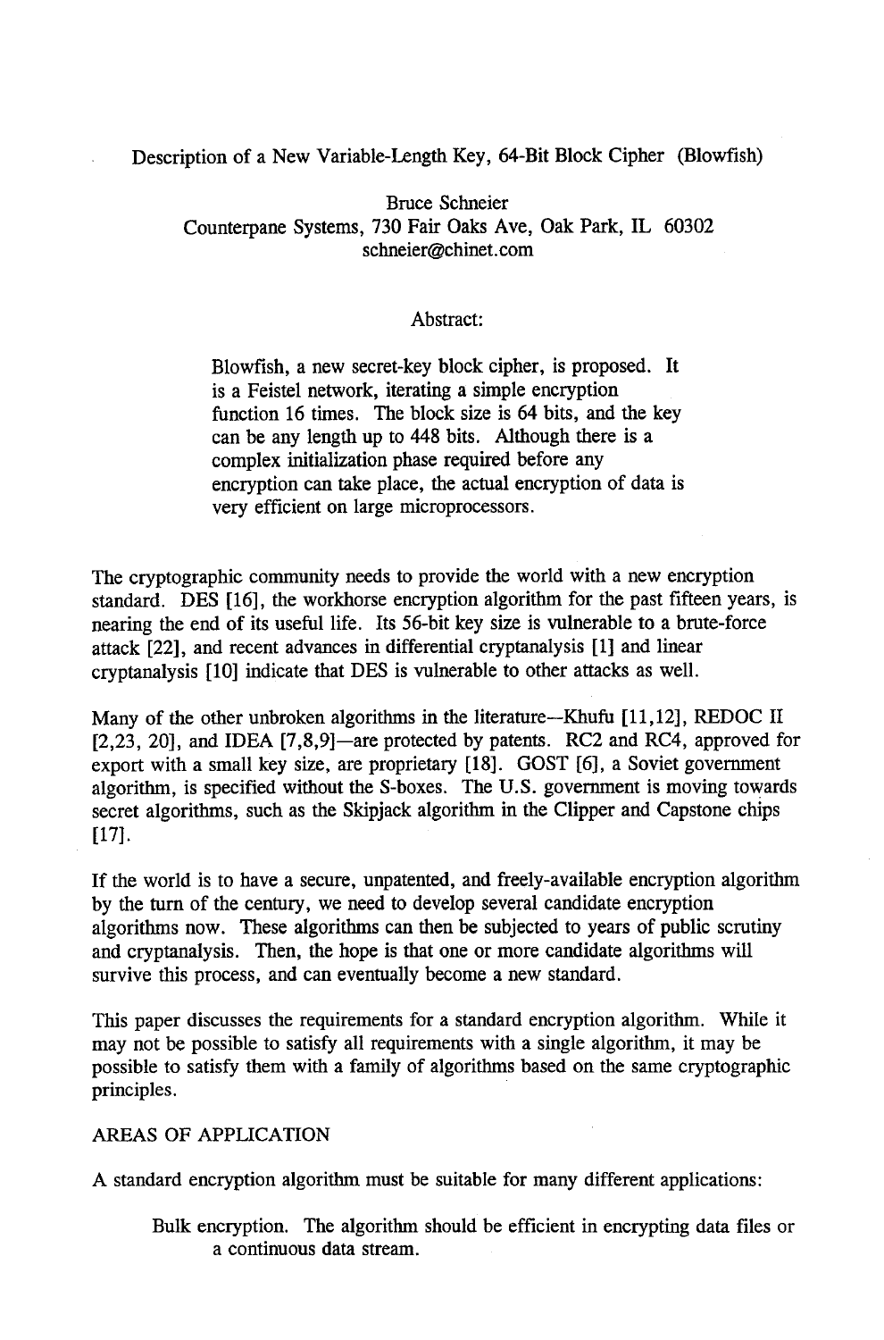# Description of a New Variable-Length Key, 64-Bit Block Cipher (Blowfish)

Bruce Schneier
Counterpane Systems, 730 Fair Oaks Ave, Oak Park, IL 60302
schneier@chinet.com

## Abstract:

> Blowfish, a new secret-key block cipher, is proposed. It is a Feistel network, iterating a simple encryption function 16 times. The block size is 64 bits, and the key can be any length up to 448 bits. Although there is a complex initialization phase required before any encryption can take place, the actual encryption of data is very efficient on large microprocessors.

The cryptographic community needs to provide the world with a new encryption standard. DES [16], the workhorse encryption algorithm for the past fifteen years, is nearing the end of its useful life. Its 56-bit key size is vulnerable to a brute-force attack [22], and recent advances in differential cryptanalysis [1] and linear cryptanalysis [10] indicate that DES is vulnerable to other attacks as well.

Many of the other unbroken algorithms in the literature—Khufu [11,12], REDOC II [2,23, 20], and IDEA [7,8,9]—are protected by patents. RC2 and RC4, approved for export with a small key size, are proprietary [18]. GOST [6], a Soviet government algorithm, is specified without the S-boxes. The U.S. government is moving towards secret algorithms, such as the Skipjack algorithm in the Clipper and Capstone chips [17].

If the world is to have a secure, unpatented, and freely-available encryption algorithm by the turn of the century, we need to develop several candidate encryption algorithms now. These algorithms can then be subjected to years of public scrutiny and cryptanalysis. Then, the hope is that one or more candidate algorithms will survive this process, and can eventually become a new standard.

This paper discusses the requirements for a standard encryption algorithm. While it may not be possible to satisfy all requirements with a single algorithm, it may be possible to satisfy them with a family of algorithms based on the same cryptographic principles.

## AREAS OF APPLICATION

A standard encryption algorithm must be suitable for many different applications:

Bulk encryption. The algorithm should be efficient in encrypting data files or a continuous data stream.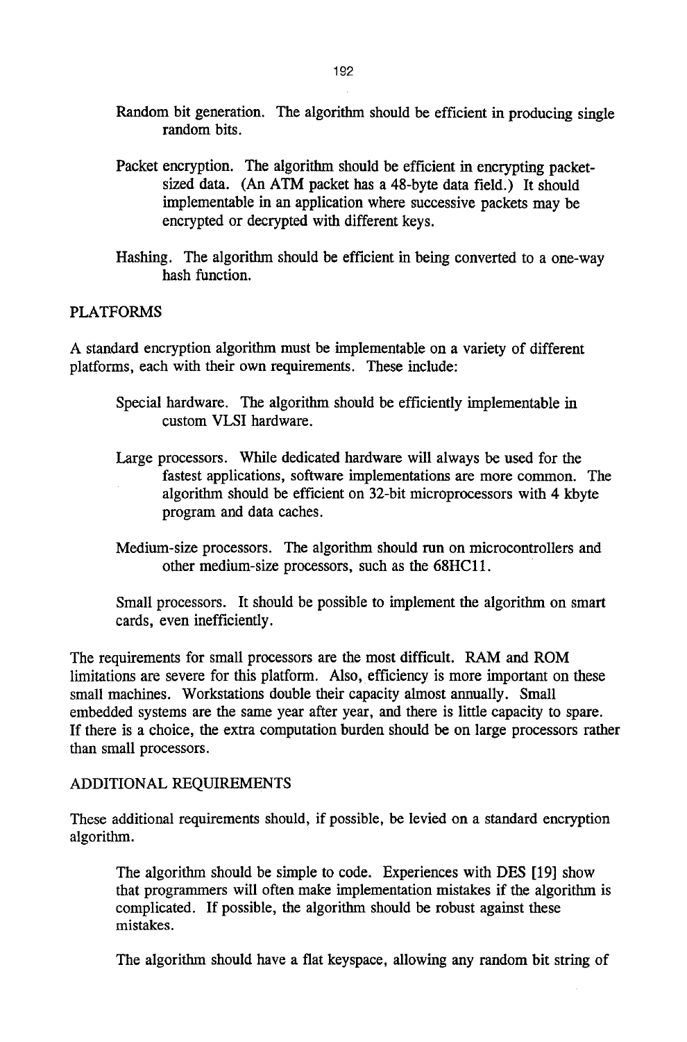Random bit generation. The algorithm should be efficient in producing single random bits.

Packet encryption. The algorithm should be efficient in encrypting packet-sized data. (An ATM packet has a 48-byte data field.) It should implementable in an application where successive packets may be encrypted or decrypted with different keys.

Hashing. The algorithm should be efficient in being converted to a one-way hash function.

## PLATFORMS

A standard encryption algorithm must be implementable on a variety of different platforms, each with their own requirements. These include:

Special hardware. The algorithm should be efficiently implementable in custom VLSI hardware.

Large processors. While dedicated hardware will always be used for the fastest applications, software implementations are more common. The algorithm should be efficient on 32-bit microprocessors with 4 kbyte program and data caches.

Medium-size processors. The algorithm should run on microcontrollers and other medium-size processors, such as the 68HC11.

Small processors. It should be possible to implement the algorithm on smart cards, even inefficiently.

The requirements for small processors are the most difficult. RAM and ROM limitations are severe for this platform. Also, efficiency is more important on these small machines. Workstations double their capacity almost annually. Small embedded systems are the same year after year, and there is little capacity to spare. If there is a choice, the extra computation burden should be on large processors rather than small processors.

## ADDITIONAL REQUIREMENTS

These additional requirements should, if possible, be levied on a standard encryption algorithm.

The algorithm should be simple to code. Experiences with DES [19] show that programmers will often make implementation mistakes if the algorithm is complicated. If possible, the algorithm should be robust against these mistakes.

The algorithm should have a flat keyspace, allowing any random bit string of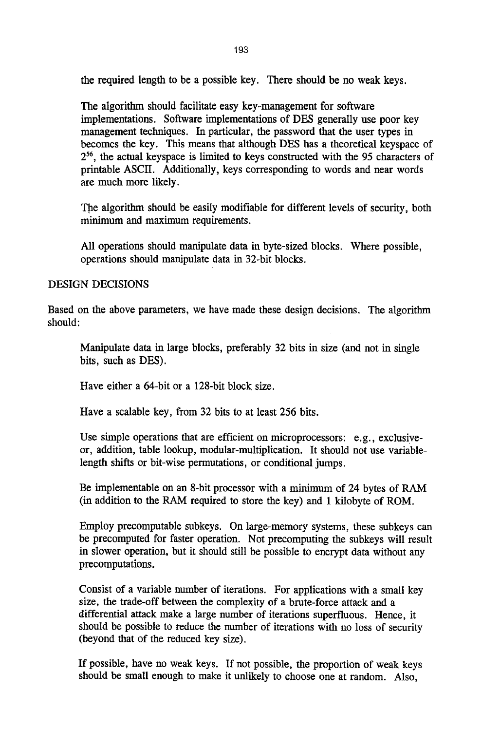the required length to be a possible key. There should be no weak keys.

The algorithm should facilitate easy key-management for software implementations. Software implementations of DES generally use poor key management techniques. In particular, the password that the user types in becomes the key. This means that although DES has a theoretical keyspace of $2^{56}$, the actual keyspace is limited to keys constructed with the 95 characters of printable ASCII. Additionally, keys corresponding to words and near words are much more likely.

The algorithm should be easily modifiable for different levels of security, both minimum and maximum requirements.

All operations should manipulate data in byte-sized blocks. Where possible, operations should manipulate data in 32-bit blocks.

## DESIGN DECISIONS

Based on the above parameters, we have made these design decisions. The algorithm should:

Manipulate data in large blocks, preferably 32 bits in size (and not in single bits, such as DES).

Have either a 64-bit or a 128-bit block size.

Have a scalable key, from 32 bits to at least 256 bits.

Use simple operations that are efficient on microprocessors: e.g., exclusive-or, addition, table lookup, modular-multiplication. It should not use variable-length shifts or bit-wise permutations, or conditional jumps.

Be implementable on an 8-bit processor with a minimum of 24 bytes of RAM (in addition to the RAM required to store the key) and 1 kilobyte of ROM.

Employ precomputable subkeys. On large-memory systems, these subkeys can be precomputed for faster operation. Not precomputing the subkeys will result in slower operation, but it should still be possible to encrypt data without any precomputations.

Consist of a variable number of iterations. For applications with a small key size, the trade-off between the complexity of a brute-force attack and a differential attack make a large number of iterations superfluous. Hence, it should be possible to reduce the number of iterations with no loss of security (beyond that of the reduced key size).

If possible, have no weak keys. If not possible, the proportion of weak keys should be small enough to make it unlikely to choose one at random. Also,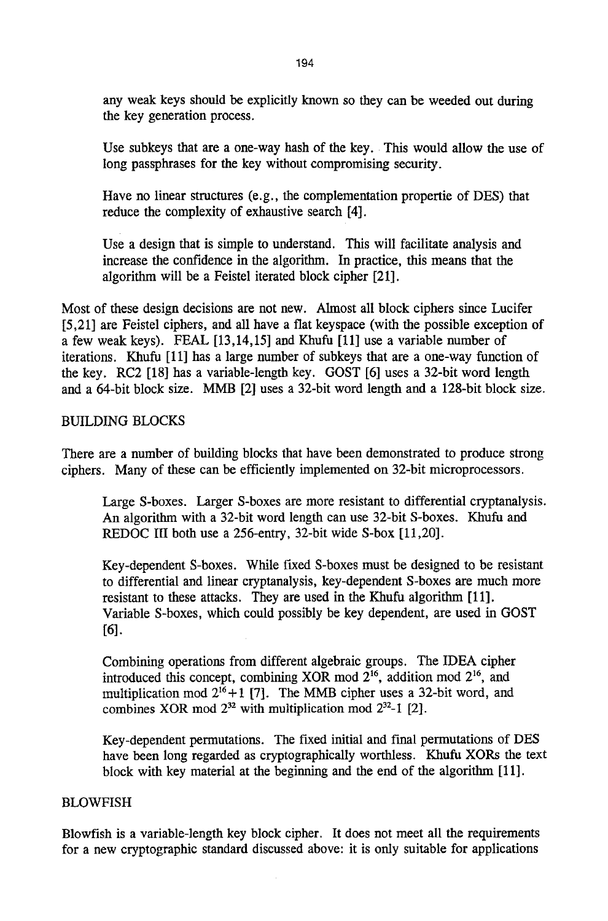any weak keys should be explicitly known so they can be weeded out during the key generation process.

Use subkeys that are a one-way hash of the key. This would allow the use of long passphrases for the key without compromising security.

Have no linear structures (e.g., the complementation propertie of DES) that reduce the complexity of exhaustive search [4].

Use a design that is simple to understand. This will facilitate analysis and increase the confidence in the algorithm. In practice, this means that the algorithm will be a Feistel iterated block cipher [21].

Most of these design decisions are not new. Almost all block ciphers since Lucifer [5,21] are Feistel ciphers, and all have a flat keyspace (with the possible exception of a few weak keys). FEAL [13,14,15] and Khufu [11] use a variable number of iterations. Khufu [11] has a large number of subkeys that are a one-way function of the key. RC2 [18] has a variable-length key. GOST [6] uses a 32-bit word length and a 64-bit block size. MMB [2] uses a 32-bit word length and a 128-bit block size.

## BUILDING BLOCKS

There are a number of building blocks that have been demonstrated to produce strong ciphers. Many of these can be efficiently implemented on 32-bit microprocessors.

Large S-boxes. Larger S-boxes are more resistant to differential cryptanalysis. An algorithm with a 32-bit word length can use 32-bit S-boxes. Khufu and REDOC III both use a 256-entry, 32-bit wide S-box [11,20].

Key-dependent S-boxes. While fixed S-boxes must be designed to be resistant to differential and linear cryptanalysis, key-dependent S-boxes are much more resistant to these attacks. They are used in the Khufu algorithm [11]. Variable S-boxes, which could possibly be key dependent, are used in GOST [6].

Combining operations from different algebraic groups. The IDEA cipher introduced this concept, combining XOR mod $2^{16}$, addition mod $2^{16}$, and multiplication mod $2^{16}+1$ [7]. The MMB cipher uses a 32-bit word, and combines XOR mod $2^{32}$ with multiplication mod $2^{32}$-1 [2].

Key-dependent permutations. The fixed initial and final permutations of DES have been long regarded as cryptographically worthless. Khufu XORs the text block with key material at the beginning and the end of the algorithm [11].

## BLOWFISH

Blowfish is a variable-length key block cipher. It does not meet all the requirements for a new cryptographic standard discussed above: it is only suitable for applications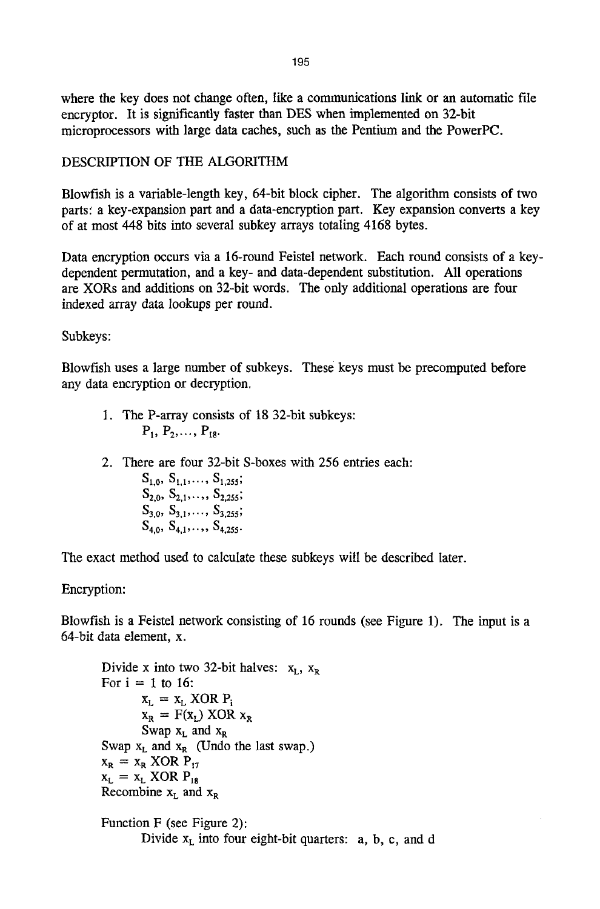where the key does not change often, like a communications link or an automatic file encryptor. It is significantly faster than DES when implemented on 32-bit microprocessors with large data caches, such as the Pentium and the PowerPC.

## DESCRIPTION OF THE ALGORITHM

Blowfish is a variable-length key, 64-bit block cipher. The algorithm consists of two parts: a key-expansion part and a data-encryption part. Key expansion converts a key of at most 448 bits into several subkey arrays totaling 4168 bytes.

Data encryption occurs via a 16-round Feistel network. Each round consists of a key-dependent permutation, and a key- and data-dependent substitution. All operations are XORs and additions on 32-bit words. The only additional operations are four indexed array data lookups per round.

Subkeys:

Blowfish uses a large number of subkeys. These keys must be precomputed before any data encryption or decryption.

1. The P-array consists of 18 32-bit subkeys:
   $P_1, P_2, \ldots, P_{18}$.

2. There are four 32-bit S-boxes with 256 entries each:
   $S_{1,0}, S_{1,1}, \ldots, S_{1,255}$;
   $S_{2,0}, S_{2,1}, \ldots, S_{2,255}$;
   $S_{3,0}, S_{3,1}, \ldots, S_{3,255}$;
   $S_{4,0}, S_{4,1}, \ldots, S_{4,255}$.

The exact method used to calculate these subkeys will be described later.

Encryption:

Blowfish is a Feistel network consisting of 16 rounds (see Figure 1). The input is a 64-bit data element, x.

> Divide x into two 32-bit halves: $x_L$, $x_R$
> For i = 1 to 16:
> &nbsp;&nbsp;&nbsp;&nbsp;$x_L = x_L$ XOR $P_i$
> &nbsp;&nbsp;&nbsp;&nbsp;$x_R = F(x_L)$ XOR $x_R$
> &nbsp;&nbsp;&nbsp;&nbsp;Swap $x_L$ and $x_R$
> Swap $x_L$ and $x_R$ (Undo the last swap.)
> $x_R = x_R$ XOR $P_{17}$
> $x_L = x_L$ XOR $P_{18}$
> Recombine $x_L$ and $x_R$

> Function F (see Figure 2):
> &nbsp;&nbsp;&nbsp;&nbsp;Divide $x_L$ into four eight-bit quarters: a, b, c, and d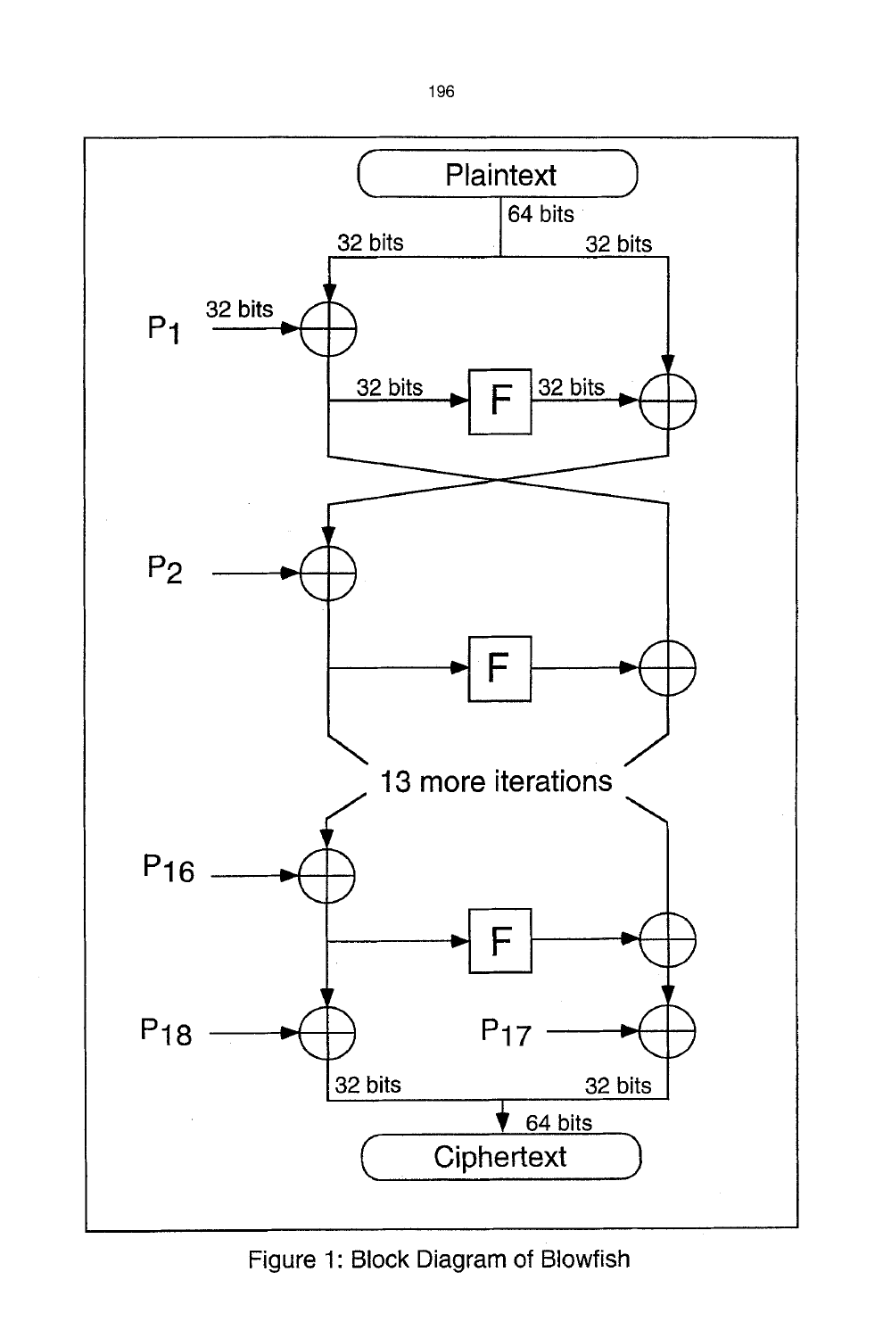Figure 1: Block Diagram of Blowfish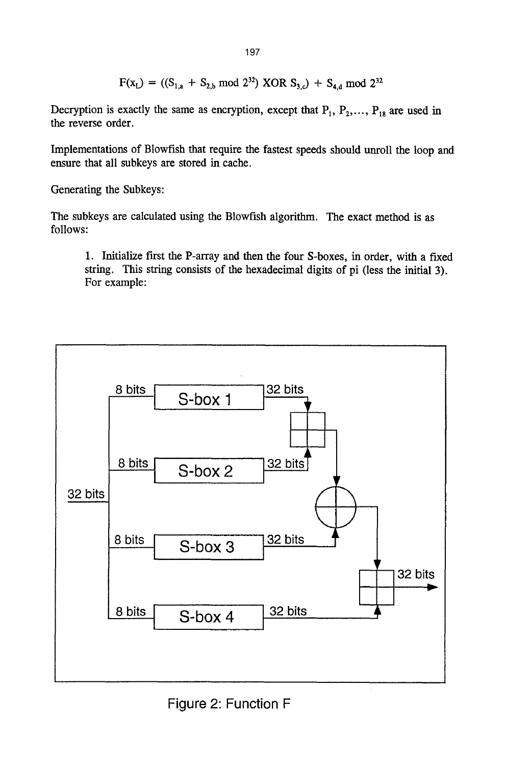$$F(x_L) = ((S_{1,a} + S_{2,b} \bmod 2^{32}) \text{ XOR } S_{3,c}) + S_{4,d} \bmod 2^{32}$$

Decryption is exactly the same as encryption, except that $P_1, P_2, \ldots, P_{18}$ are used in the reverse order.

Implementations of Blowfish that require the fastest speeds should unroll the loop and ensure that all subkeys are stored in cache.

Generating the Subkeys:

The subkeys are calculated using the Blowfish algorithm. The exact method is as follows:

1. Initialize first the P-array and then the four S-boxes, in order, with a fixed string. This string consists of the hexadecimal digits of pi (less the initial 3). For example:

Figure 2: Function F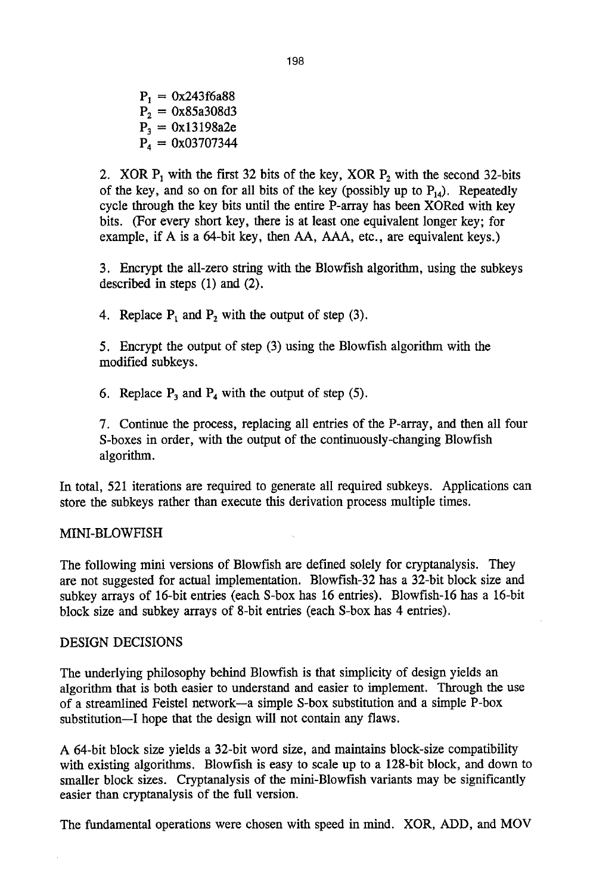$P_1$ = 0x243f6a88
$P_2$ = 0x85a308d3
$P_3$ = 0x13198a2e
$P_4$ = 0x03707344

2. XOR $P_1$ with the first 32 bits of the key, XOR $P_2$ with the second 32-bits of the key, and so on for all bits of the key (possibly up to $P_{14}$). Repeatedly cycle through the key bits until the entire P-array has been XORed with key bits. (For every short key, there is at least one equivalent longer key; for example, if A is a 64-bit key, then AA, AAA, etc., are equivalent keys.)

3. Encrypt the all-zero string with the Blowfish algorithm, using the subkeys described in steps (1) and (2).

4. Replace $P_1$ and $P_2$ with the output of step (3).

5. Encrypt the output of step (3) using the Blowfish algorithm with the modified subkeys.

6. Replace $P_3$ and $P_4$ with the output of step (5).

7. Continue the process, replacing all entries of the P-array, and then all four S-boxes in order, with the output of the continuously-changing Blowfish algorithm.

In total, 521 iterations are required to generate all required subkeys. Applications can store the subkeys rather than execute this derivation process multiple times.

## MINI-BLOWFISH

The following mini versions of Blowfish are defined solely for cryptanalysis. They are not suggested for actual implementation. Blowfish-32 has a 32-bit block size and subkey arrays of 16-bit entries (each S-box has 16 entries). Blowfish-16 has a 16-bit block size and subkey arrays of 8-bit entries (each S-box has 4 entries).

## DESIGN DECISIONS

The underlying philosophy behind Blowfish is that simplicity of design yields an algorithm that is both easier to understand and easier to implement. Through the use of a streamlined Feistel network—a simple S-box substitution and a simple P-box substitution—I hope that the design will not contain any flaws.

A 64-bit block size yields a 32-bit word size, and maintains block-size compatibility with existing algorithms. Blowfish is easy to scale up to a 128-bit block, and down to smaller block sizes. Cryptanalysis of the mini-Blowfish variants may be significantly easier than cryptanalysis of the full version.

The fundamental operations were chosen with speed in mind. XOR, ADD, and MOV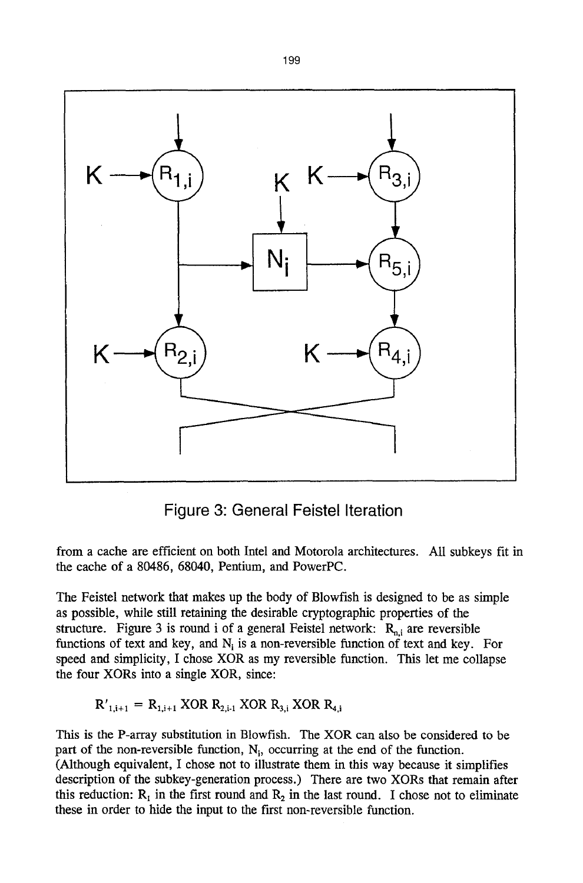Figure 3: General Feistel Iteration

from a cache are efficient on both Intel and Motorola architectures. All subkeys fit in the cache of a 80486, 68040, Pentium, and PowerPC.

The Feistel network that makes up the body of Blowfish is designed to be as simple as possible, while still retaining the desirable cryptographic properties of the structure. Figure 3 is round i of a general Feistel network: $R_{n,i}$ are reversible functions of text and key, and $N_i$ is a non-reversible function of text and key. For speed and simplicity, I chose XOR as my reversible function. This let me collapse the four XORs into a single XOR, since:

$$R'_{1,i+1} = R_{1,i+1} \text{ XOR } R_{2,i-1} \text{ XOR } R_{3,i} \text{ XOR } R_{4,i}$$

This is the P-array substitution in Blowfish. The XOR can also be considered to be part of the non-reversible function, $N_i$, occurring at the end of the function. (Although equivalent, I chose not to illustrate them in this way because it simplifies description of the subkey-generation process.) There are two XORs that remain after this reduction: $R_1$ in the first round and $R_2$ in the last round. I chose not to eliminate these in order to hide the input to the first non-reversible function.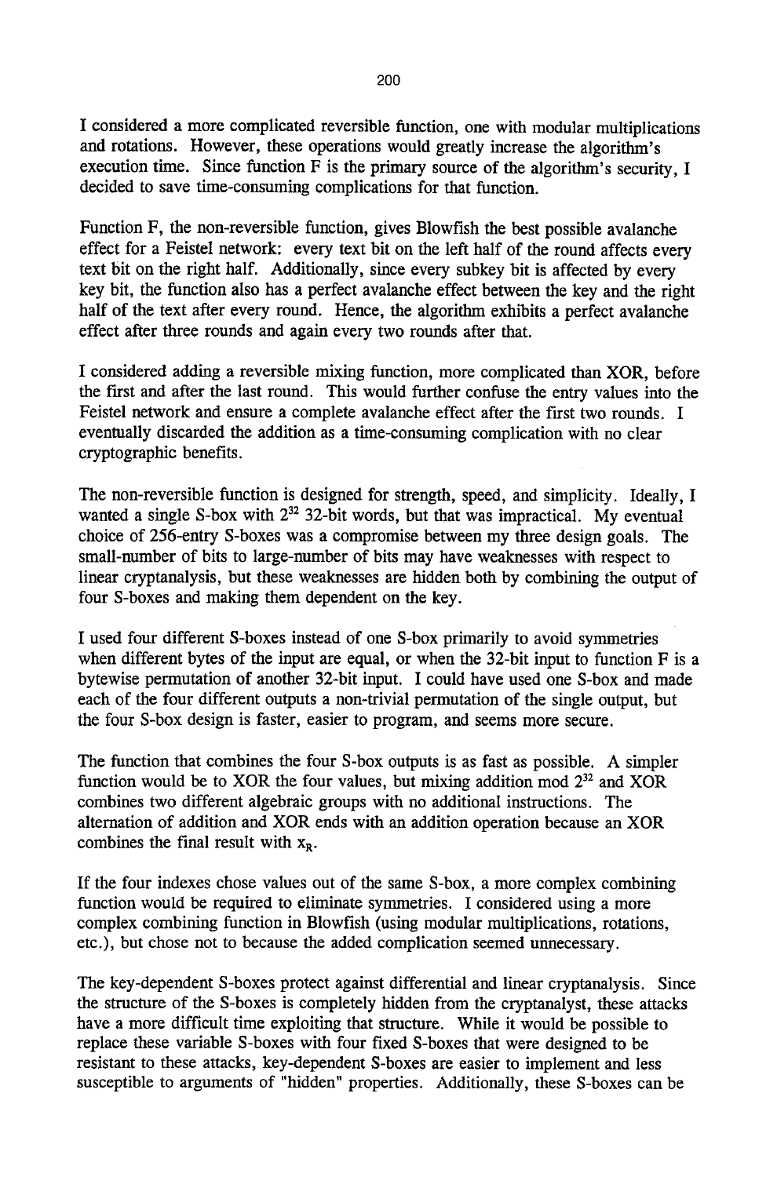I considered a more complicated reversible function, one with modular multiplications and rotations. However, these operations would greatly increase the algorithm's execution time. Since function F is the primary source of the algorithm's security, I decided to save time-consuming complications for that function.

Function F, the non-reversible function, gives Blowfish the best possible avalanche effect for a Feistel network: every text bit on the left half of the round affects every text bit on the right half. Additionally, since every subkey bit is affected by every key bit, the function also has a perfect avalanche effect between the key and the right half of the text after every round. Hence, the algorithm exhibits a perfect avalanche effect after three rounds and again every two rounds after that.

I considered adding a reversible mixing function, more complicated than XOR, before the first and after the last round. This would further confuse the entry values into the Feistel network and ensure a complete avalanche effect after the first two rounds. I eventually discarded the addition as a time-consuming complication with no clear cryptographic benefits.

The non-reversible function is designed for strength, speed, and simplicity. Ideally, I wanted a single S-box with $2^{32}$ 32-bit words, but that was impractical. My eventual choice of 256-entry S-boxes was a compromise between my three design goals. The small-number of bits to large-number of bits may have weaknesses with respect to linear cryptanalysis, but these weaknesses are hidden both by combining the output of four S-boxes and making them dependent on the key.

I used four different S-boxes instead of one S-box primarily to avoid symmetries when different bytes of the input are equal, or when the 32-bit input to function F is a bytewise permutation of another 32-bit input. I could have used one S-box and made each of the four different outputs a non-trivial permutation of the single output, but the four S-box design is faster, easier to program, and seems more secure.

The function that combines the four S-box outputs is as fast as possible. A simpler function would be to XOR the four values, but mixing addition mod $2^{32}$ and XOR combines two different algebraic groups with no additional instructions. The alternation of addition and XOR ends with an addition operation because an XOR combines the final result with $x_R$.

If the four indexes chose values out of the same S-box, a more complex combining function would be required to eliminate symmetries. I considered using a more complex combining function in Blowfish (using modular multiplications, rotations, etc.), but chose not to because the added complication seemed unnecessary.

The key-dependent S-boxes protect against differential and linear cryptanalysis. Since the structure of the S-boxes is completely hidden from the cryptanalyst, these attacks have a more difficult time exploiting that structure. While it would be possible to replace these variable S-boxes with four fixed S-boxes that were designed to be resistant to these attacks, key-dependent S-boxes are easier to implement and less susceptible to arguments of "hidden" properties. Additionally, these S-boxes can be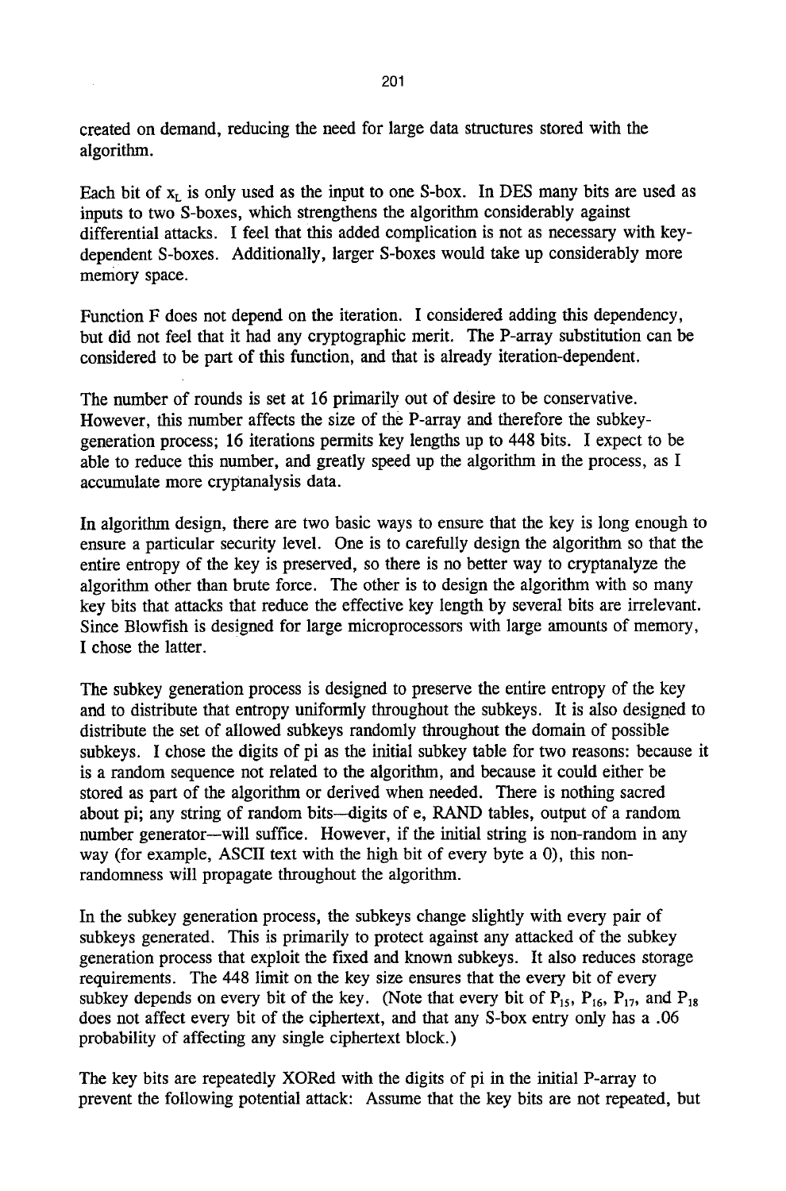created on demand, reducing the need for large data structures stored with the algorithm.

Each bit of $x_L$ is only used as the input to one S-box. In DES many bits are used as inputs to two S-boxes, which strengthens the algorithm considerably against differential attacks. I feel that this added complication is not as necessary with key-dependent S-boxes. Additionally, larger S-boxes would take up considerably more memory space.

Function F does not depend on the iteration. I considered adding this dependency, but did not feel that it had any cryptographic merit. The P-array substitution can be considered to be part of this function, and that is already iteration-dependent.

The number of rounds is set at 16 primarily out of desire to be conservative. However, this number affects the size of the P-array and therefore the subkey-generation process; 16 iterations permits key lengths up to 448 bits. I expect to be able to reduce this number, and greatly speed up the algorithm in the process, as I accumulate more cryptanalysis data.

In algorithm design, there are two basic ways to ensure that the key is long enough to ensure a particular security level. One is to carefully design the algorithm so that the entire entropy of the key is preserved, so there is no better way to cryptanalyze the algorithm other than brute force. The other is to design the algorithm with so many key bits that attacks that reduce the effective key length by several bits are irrelevant. Since Blowfish is designed for large microprocessors with large amounts of memory, I chose the latter.

The subkey generation process is designed to preserve the entire entropy of the key and to distribute that entropy uniformly throughout the subkeys. It is also designed to distribute the set of allowed subkeys randomly throughout the domain of possible subkeys. I chose the digits of pi as the initial subkey table for two reasons: because it is a random sequence not related to the algorithm, and because it could either be stored as part of the algorithm or derived when needed. There is nothing sacred about pi; any string of random bits—digits of e, RAND tables, output of a random number generator—will suffice. However, if the initial string is non-random in any way (for example, ASCII text with the high bit of every byte a 0), this non-randomness will propagate throughout the algorithm.

In the subkey generation process, the subkeys change slightly with every pair of subkeys generated. This is primarily to protect against any attacked of the subkey generation process that exploit the fixed and known subkeys. It also reduces storage requirements. The 448 limit on the key size ensures that the every bit of every subkey depends on every bit of the key. (Note that every bit of $P_{15}$, $P_{16}$, $P_{17}$, and $P_{18}$ does not affect every bit of the ciphertext, and that any S-box entry only has a .06 probability of affecting any single ciphertext block.)

The key bits are repeatedly XORed with the digits of pi in the initial P-array to prevent the following potential attack: Assume that the key bits are not repeated, but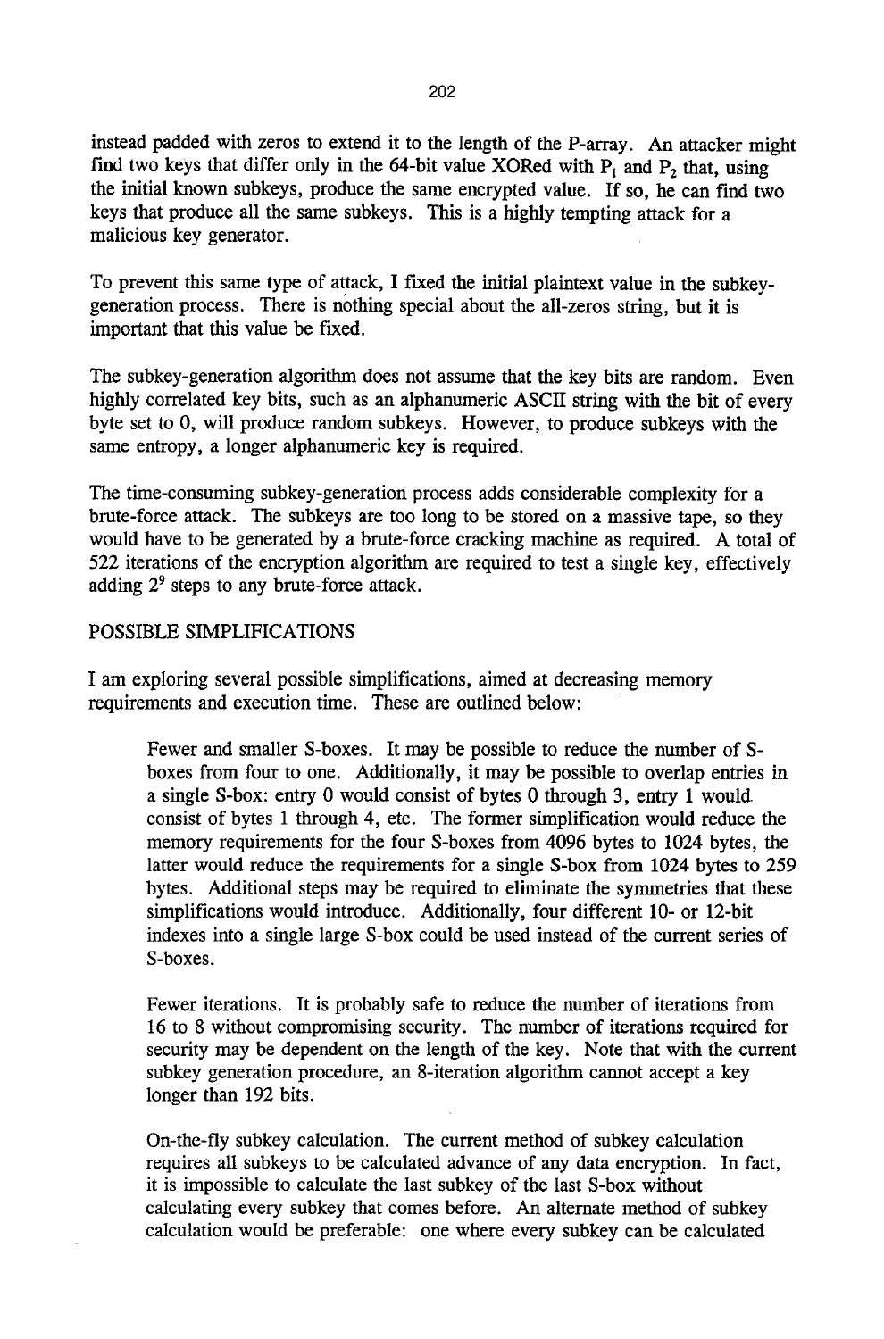instead padded with zeros to extend it to the length of the P-array. An attacker might find two keys that differ only in the 64-bit value XORed with $P_1$ and $P_2$ that, using the initial known subkeys, produce the same encrypted value. If so, he can find two keys that produce all the same subkeys. This is a highly tempting attack for a malicious key generator.

To prevent this same type of attack, I fixed the initial plaintext value in the subkey-generation process. There is nothing special about the all-zeros string, but it is important that this value be fixed.

The subkey-generation algorithm does not assume that the key bits are random. Even highly correlated key bits, such as an alphanumeric ASCII string with the bit of every byte set to 0, will produce random subkeys. However, to produce subkeys with the same entropy, a longer alphanumeric key is required.

The time-consuming subkey-generation process adds considerable complexity for a brute-force attack. The subkeys are too long to be stored on a massive tape, so they would have to be generated by a brute-force cracking machine as required. A total of 522 iterations of the encryption algorithm are required to test a single key, effectively adding $2^9$ steps to any brute-force attack.

## POSSIBLE SIMPLIFICATIONS

I am exploring several possible simplifications, aimed at decreasing memory requirements and execution time. These are outlined below:

> Fewer and smaller S-boxes. It may be possible to reduce the number of S-boxes from four to one. Additionally, it may be possible to overlap entries in a single S-box: entry 0 would consist of bytes 0 through 3, entry 1 would consist of bytes 1 through 4, etc. The former simplification would reduce the memory requirements for the four S-boxes from 4096 bytes to 1024 bytes, the latter would reduce the requirements for a single S-box from 1024 bytes to 259 bytes. Additional steps may be required to eliminate the symmetries that these simplifications would introduce. Additionally, four different 10- or 12-bit indexes into a single large S-box could be used instead of the current series of S-boxes.
>
> Fewer iterations. It is probably safe to reduce the number of iterations from 16 to 8 without compromising security. The number of iterations required for security may be dependent on the length of the key. Note that with the current subkey generation procedure, an 8-iteration algorithm cannot accept a key longer than 192 bits.
>
> On-the-fly subkey calculation. The current method of subkey calculation requires all subkeys to be calculated advance of any data encryption. In fact, it is impossible to calculate the last subkey of the last S-box without calculating every subkey that comes before. An alternate method of subkey calculation would be preferable: one where every subkey can be calculated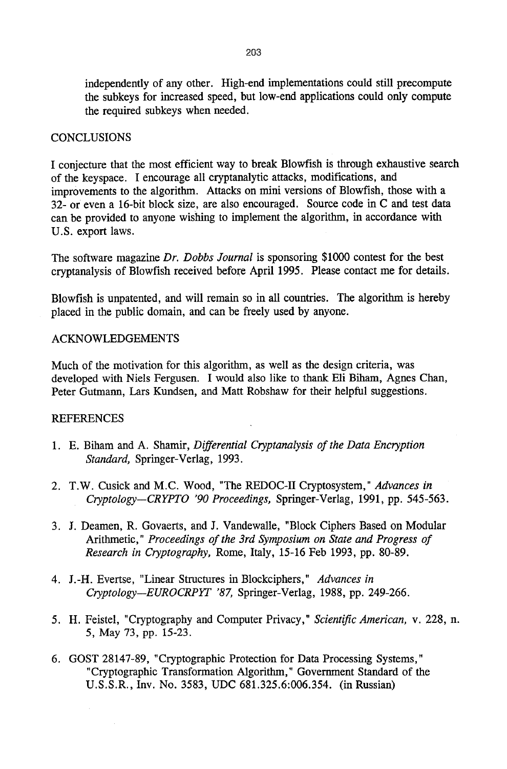independently of any other. High-end implementations could still precompute the subkeys for increased speed, but low-end applications could only compute the required subkeys when needed.

## CONCLUSIONS

I conjecture that the most efficient way to break Blowfish is through exhaustive search of the keyspace. I encourage all cryptanalytic attacks, modifications, and improvements to the algorithm. Attacks on mini versions of Blowfish, those with a 32- or even a 16-bit block size, are also encouraged. Source code in C and test data can be provided to anyone wishing to implement the algorithm, in accordance with U.S. export laws.

The software magazine *Dr. Dobbs Journal* is sponsoring $1000 contest for the best cryptanalysis of Blowfish received before April 1995. Please contact me for details.

Blowfish is unpatented, and will remain so in all countries. The algorithm is hereby placed in the public domain, and can be freely used by anyone.

## ACKNOWLEDGEMENTS

Much of the motivation for this algorithm, as well as the design criteria, was developed with Niels Fergusen. I would also like to thank Eli Biham, Agnes Chan, Peter Gutmann, Lars Kundsen, and Matt Robshaw for their helpful suggestions.

## REFERENCES

1. E. Biham and A. Shamir, *Differential Cryptanalysis of the Data Encryption Standard,* Springer-Verlag, 1993.

2. T.W. Cusick and M.C. Wood, "The REDOC-II Cryptosystem," *Advances in Cryptology—CRYPTO '90 Proceedings,* Springer-Verlag, 1991, pp. 545-563.

3. J. Deamen, R. Govaerts, and J. Vandewalle, "Block Ciphers Based on Modular Arithmetic," *Proceedings of the 3rd Symposium on State and Progress of Research in Cryptography,* Rome, Italy, 15-16 Feb 1993, pp. 80-89.

4. J.-H. Evertse, "Linear Structures in Blockciphers," *Advances in Cryptology—EUROCRPYT '87,* Springer-Verlag, 1988, pp. 249-266.

5. H. Feistel, "Cryptography and Computer Privacy," *Scientific American,* v. 228, n. 5, May 73, pp. 15-23.

6. GOST 28147-89, "Cryptographic Protection for Data Processing Systems," "Cryptographic Transformation Algorithm," Government Standard of the U.S.S.R., Inv. No. 3583, UDC 681.325.6:006.354. (in Russian)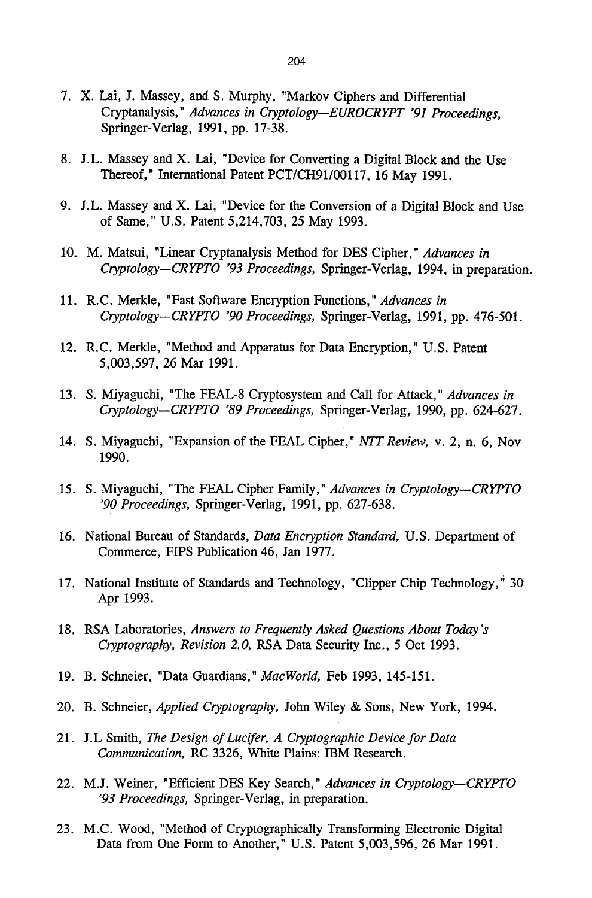7. X. Lai, J. Massey, and S. Murphy, "Markov Ciphers and Differential Cryptanalysis," *Advances in Cryptology—EUROCRYPT '91 Proceedings*, Springer-Verlag, 1991, pp. 17-38.

8. J.L. Massey and X. Lai, "Device for Converting a Digital Block and the Use Thereof," International Patent PCT/CH91/00117, 16 May 1991.

9. J.L. Massey and X. Lai, "Device for the Conversion of a Digital Block and Use of Same," U.S. Patent 5,214,703, 25 May 1993.

10. M. Matsui, "Linear Cryptanalysis Method for DES Cipher," *Advances in Cryptology—CRYPTO '93 Proceedings*, Springer-Verlag, 1994, in preparation.

11. R.C. Merkle, "Fast Software Encryption Functions," *Advances in Cryptology—CRYPTO '90 Proceedings*, Springer-Verlag, 1991, pp. 476-501.

12. R.C. Merkle, "Method and Apparatus for Data Encryption," U.S. Patent 5,003,597, 26 Mar 1991.

13. S. Miyaguchi, "The FEAL-8 Cryptosystem and Call for Attack," *Advances in Cryptology—CRYPTO '89 Proceedings*, Springer-Verlag, 1990, pp. 624-627.

14. S. Miyaguchi, "Expansion of the FEAL Cipher," *NTT Review*, v. 2, n. 6, Nov 1990.

15. S. Miyaguchi, "The FEAL Cipher Family," *Advances in Cryptology—CRYPTO '90 Proceedings*, Springer-Verlag, 1991, pp. 627-638.

16. National Bureau of Standards, *Data Encryption Standard*, U.S. Department of Commerce, FIPS Publication 46, Jan 1977.

17. National Institute of Standards and Technology, "Clipper Chip Technology," 30 Apr 1993.

18. RSA Laboratories, *Answers to Frequently Asked Questions About Today's Cryptography, Revision 2.0*, RSA Data Security Inc., 5 Oct 1993.

19. B. Schneier, "Data Guardians," *MacWorld*, Feb 1993, 145-151.

20. B. Schneier, *Applied Cryptography*, John Wiley & Sons, New York, 1994.

21. J.L Smith, *The Design of Lucifer, A Cryptographic Device for Data Communication*, RC 3326, White Plains: IBM Research.

22. M.J. Weiner, "Efficient DES Key Search," *Advances in Cryptology—CRYPTO '93 Proceedings*, Springer-Verlag, in preparation.

23. M.C. Wood, "Method of Cryptographically Transforming Electronic Digital Data from One Form to Another," U.S. Patent 5,003,596, 26 Mar 1991.